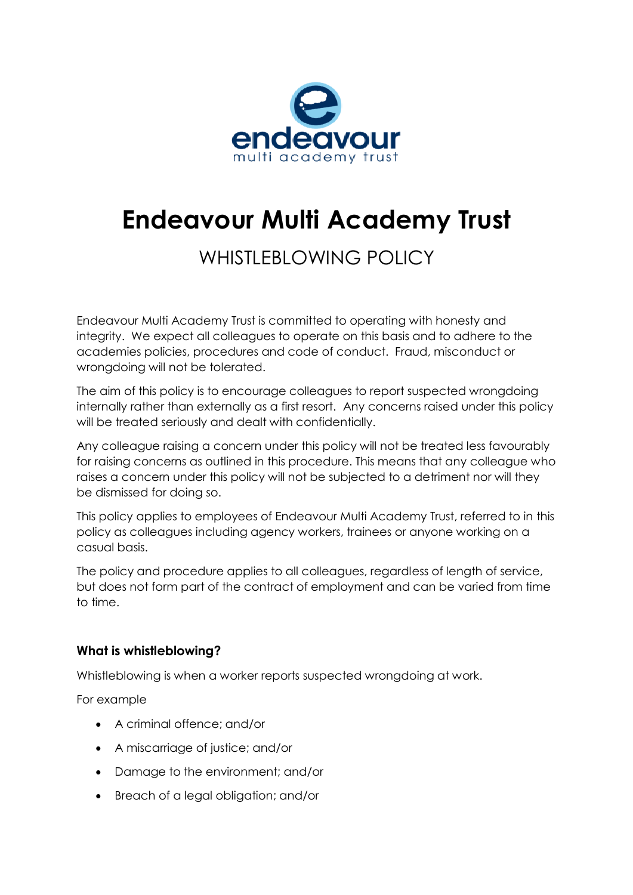# Endeavour Multi Academy Trust

## WHISTLEBLOWING POLICY

Endeavour Multi Academy Trust is committed to operating with honesty and integrity. We expect all colleagues to operate on this basis and to adhere to the academies policies, procedures and code of conduct. Fraud, misconduct or wrongdoing will not be tolerated.

The aim of this policy is to encourage colleagues to report suspected wrongdoing internally rather than externally as a first resort. Any concerns raised under this policy will be treated seriously and dealt with confidentially.

Any colleague raising a concern under this policy will not be treated less favourably for raising concerns as outlined in this procedure. This means that any colleague who raises a concern under this policy will not be subjected to a detriment nor will they be dismissed for doing so.

This policy applies to employees of Endeavour Multi Academy Trust, referred to in this policy as colleagues including agency workers, trainees or anyone working on a casual basis.

The policy and procedure applies to all colleagues, regardless of length of service, but does not form part of the contract of employment and can be varied from time to time.

### What is whistleblowing?

Whistleblowing is when a worker reports suspected wrongdoing at work.

For example

- A criminal offence; and/or
- A miscarriage of justice; and/or
- Damage to the environment; and/or
- Breach of a legal obligation; and/or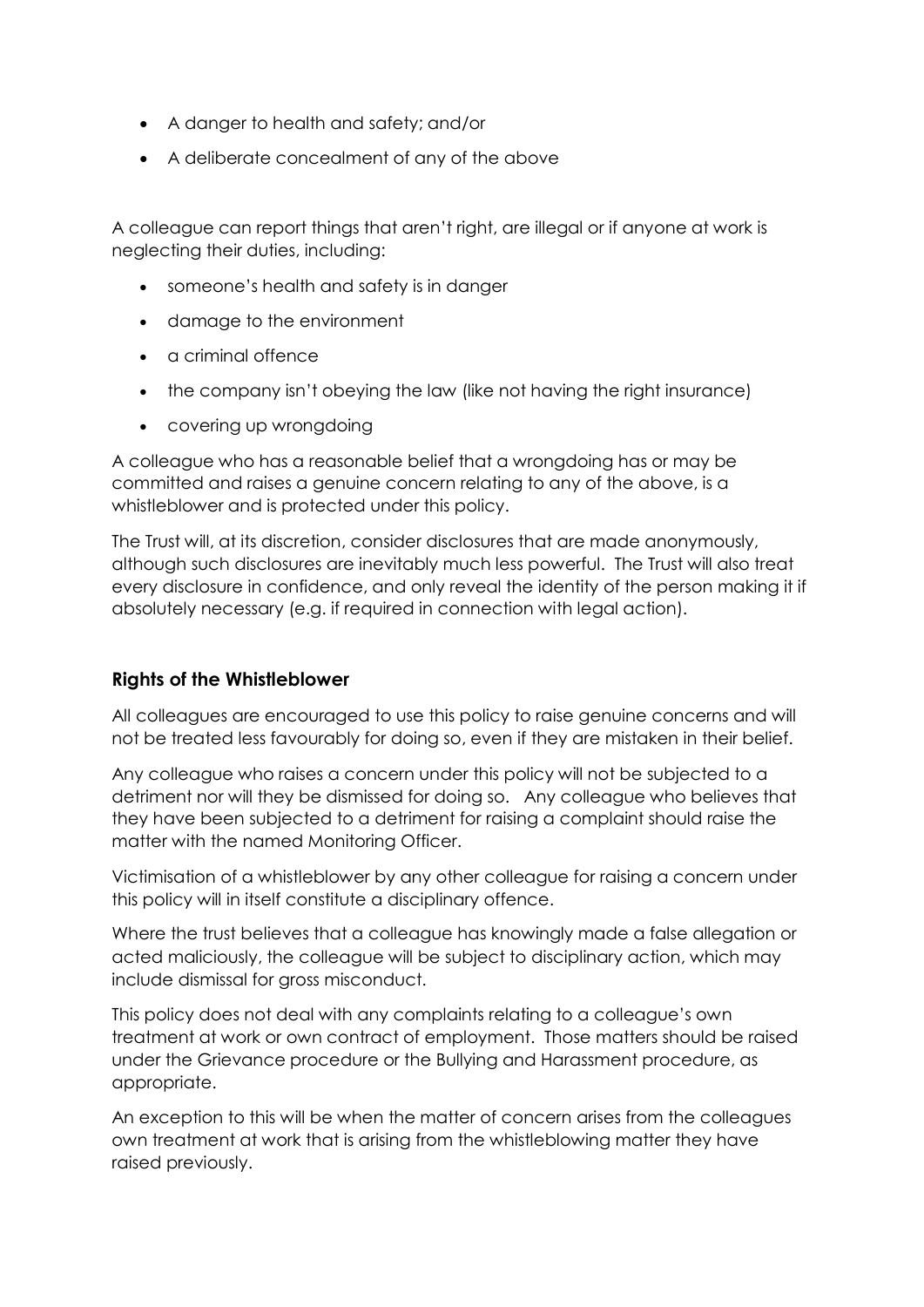- A danger to health and safety; and/or
- A deliberate concealment of any of the above

A colleague can report things that aren't right, are illegal or if anyone at work is neglecting their duties, including:

- someone's health and safety is in danger
- damage to the environment
- a criminal offence
- the company isn't obeying the law (like not having the right insurance)
- covering up wrongdoing

A colleague who has a reasonable belief that a wrongdoing has or may be committed and raises a genuine concern relating to any of the above, is a whistleblower and is protected under this policy.

The Trust will, at its discretion, consider disclosures that are made anonymously, although such disclosures are inevitably much less powerful. The Trust will also treat every disclosure in confidence, and only reveal the identity of the person making it if absolutely necessary (e.g. if required in connection with legal action).

## Rights of the Whistleblower

All colleagues are encouraged to use this policy to raise genuine concerns and will not be treated less favourably for doing so, even if they are mistaken in their belief.

Any colleague who raises a concern under this policy will not be subjected to a detriment nor will they be dismissed for doing so. Any colleague who believes that they have been subjected to a detriment for raising a complaint should raise the matter with the named Monitoring Officer.

Victimisation of a whistleblower by any other colleague for raising a concern under this policy will in itself constitute a disciplinary offence.

Where the trust believes that a colleague has knowingly made a false allegation or acted maliciously, the colleague will be subject to disciplinary action, which may include dismissal for gross misconduct.

This policy does not deal with any complaints relating to a colleague's own treatment at work or own contract of employment. Those matters should be raised under the Grievance procedure or the Bullying and Harassment procedure, as appropriate.

An exception to this will be when the matter of concern arises from the colleagues own treatment at work that is arising from the whistleblowing matter they have raised previously.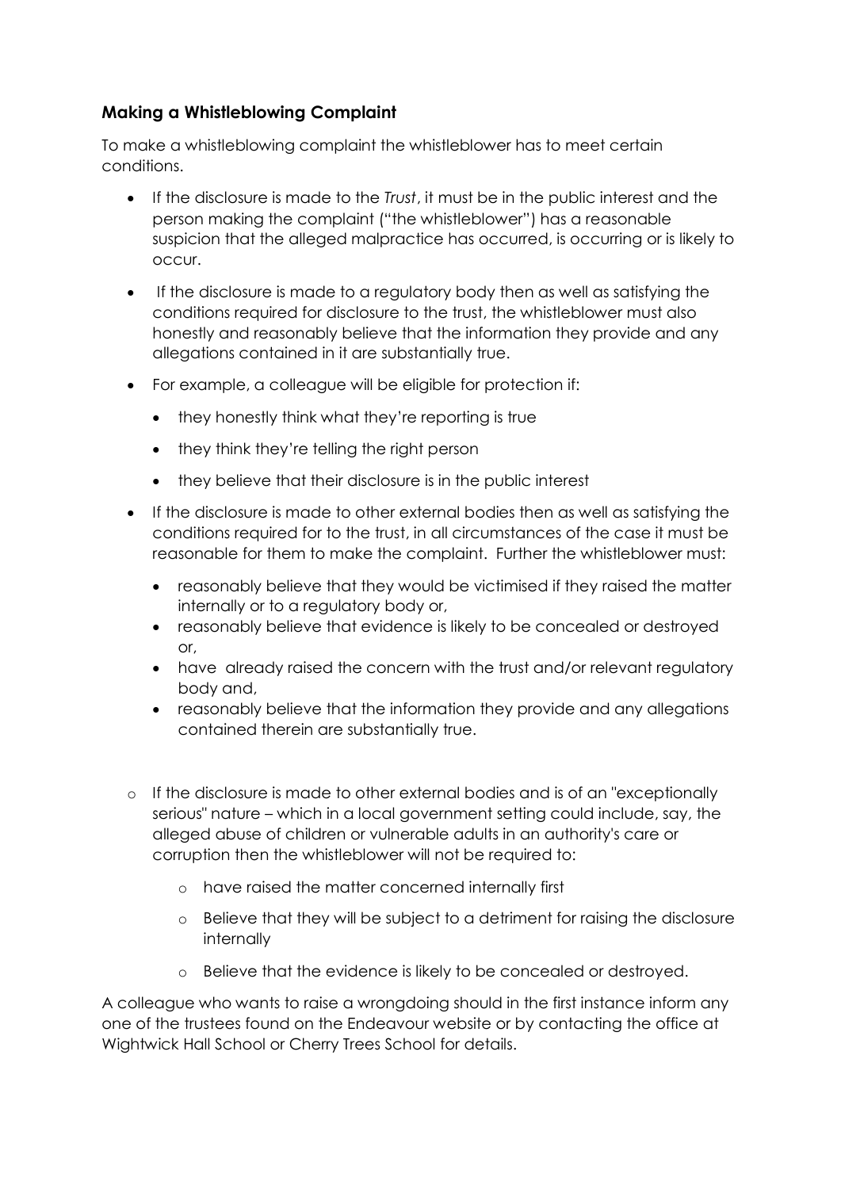### **Making a Whistleblowing Complaint**

To make a whistleblowing complaint the whistleblower has to meet certain conditions.

- If the disclosure is made to the *Trust*, it must be in the public interest and the person making the complaint ("the whistleblower") has a reasonable suspicion that the alleged malpractice has occurred, is occurring or is likely to occur.
- If the disclosure is made to a regulatory body then as well as satisfying the conditions required for disclosure to the trust, the whistleblower must also honestly and reasonably believe that the information they provide and any allegations contained in it are substantially true.
- For example, a colleague will be eligible for protection if:
  - they honestly think what they're reporting is true
  - they think they're telling the right person
  - they believe that their disclosure is in the public interest
- If the disclosure is made to other external bodies then as well as satisfying the conditions required for to the trust, in all circumstances of the case it must be reasonable for them to make the complaint. Further the whistleblower must:
  - reasonably believe that they would be victimised if they raised the matter internally or to a regulatory body or,
  - reasonably believe that evidence is likely to be concealed or destroyed or,
  - have already raised the concern with the trust and/or relevant regulatory body and,
  - reasonably believe that the information they provide and any allegations contained therein are substantially true.

- If the disclosure is made to other external bodies and is of an "exceptionally serious" nature – which in a local government setting could include, say, the alleged abuse of children or vulnerable adults in an authority's care or corruption then the whistleblower will not be required to:
  - have raised the matter concerned internally first
  - Believe that they will be subject to a detriment for raising the disclosure internally
  - Believe that the evidence is likely to be concealed or destroyed.

A colleague who wants to raise a wrongdoing should in the first instance inform any one of the trustees found on the Endeavour website or by contacting the office at Wightwick Hall School or Cherry Trees School for details.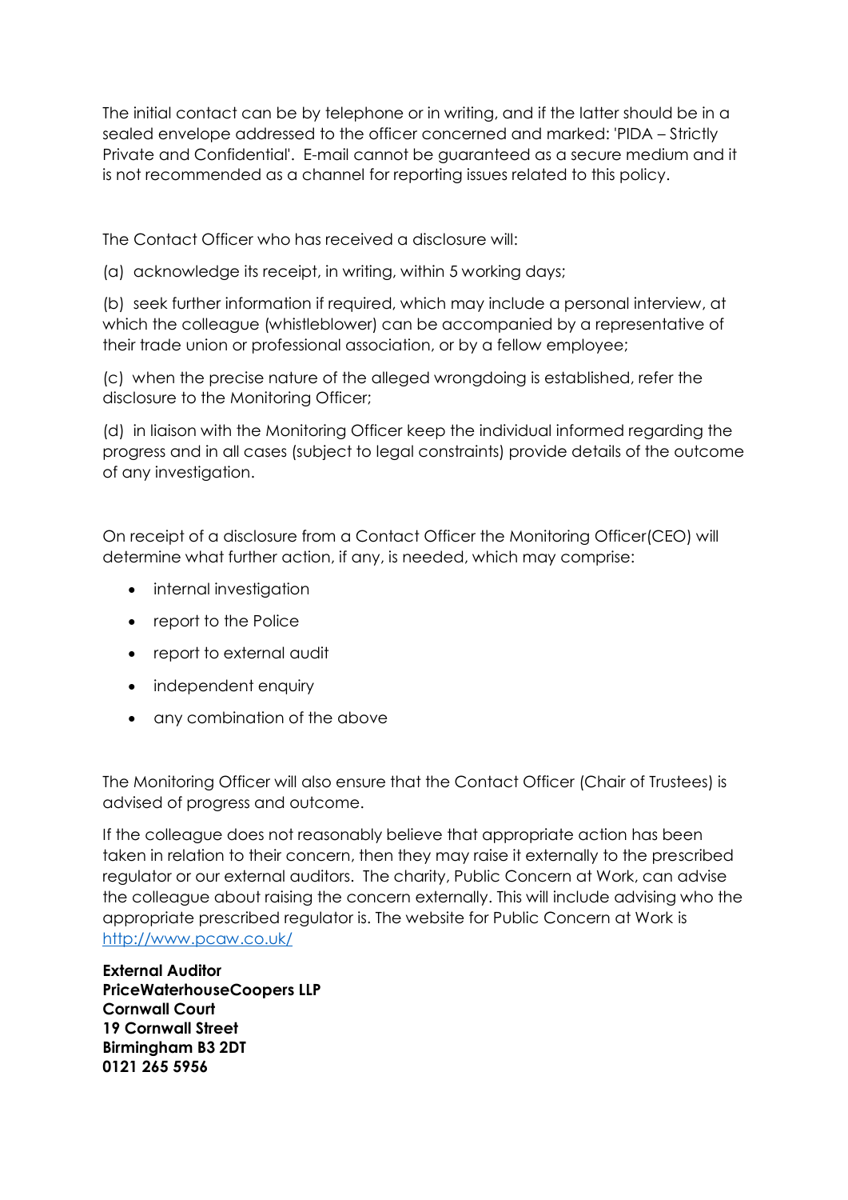The initial contact can be by telephone or in writing, and if the latter should be in a sealed envelope addressed to the officer concerned and marked: 'PIDA – Strictly Private and Confidential'. E-mail cannot be guaranteed as a secure medium and it is not recommended as a channel for reporting issues related to this policy.

The Contact Officer who has received a disclosure will:

(a) acknowledge its receipt, in writing, within 5 working days;

(b) seek further information if required, which may include a personal interview, at which the colleague (whistleblower) can be accompanied by a representative of their trade union or professional association, or by a fellow employee;

(c) when the precise nature of the alleged wrongdoing is established, refer the disclosure to the Monitoring Officer;

(d) in liaison with the Monitoring Officer keep the individual informed regarding the progress and in all cases (subject to legal constraints) provide details of the outcome of any investigation.

On receipt of a disclosure from a Contact Officer the Monitoring Officer(CEO) will determine what further action, if any, is needed, which may comprise:

- internal investigation
- report to the Police
- report to external audit
- independent enquiry
- any combination of the above

The Monitoring Officer will also ensure that the Contact Officer (Chair of Trustees) is advised of progress and outcome.

If the colleague does not reasonably believe that appropriate action has been taken in relation to their concern, then they may raise it externally to the prescribed regulator or our external auditors. The charity, Public Concern at Work, can advise the colleague about raising the concern externally. This will include advising who the appropriate prescribed regulator is. The website for Public Concern at Work is [http://www.pcaw.co.uk/](http://www.pcaw.co.uk/)

**External Auditor**
**PriceWaterhouseCoopers LLP**
**Cornwall Court**
**19 Cornwall Street**
**Birmingham B3 2DT**
**0121 265 5956**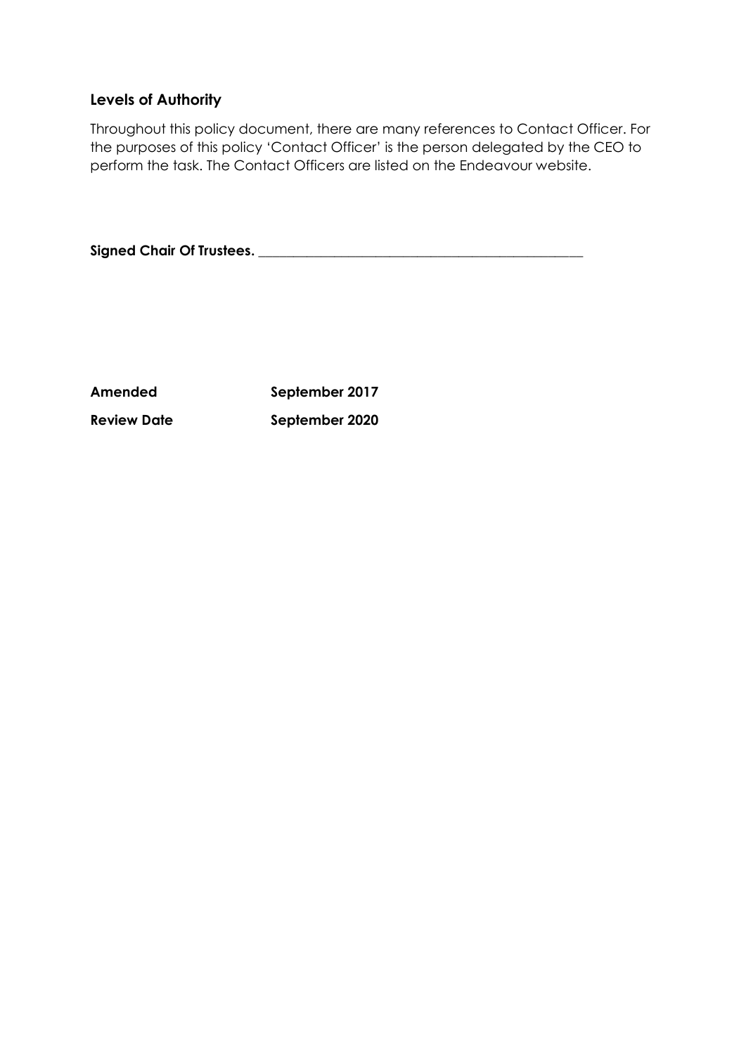## Levels of Authority

Throughout this policy document, there are many references to Contact Officer. For the purposes of this policy 'Contact Officer' is the person delegated by the CEO to perform the task. The Contact Officers are listed on the Endeavour website.

**Signed Chair Of Trustees.** ___________________________________________

**Amended** **September 2017**

**Review Date** **September 2020**